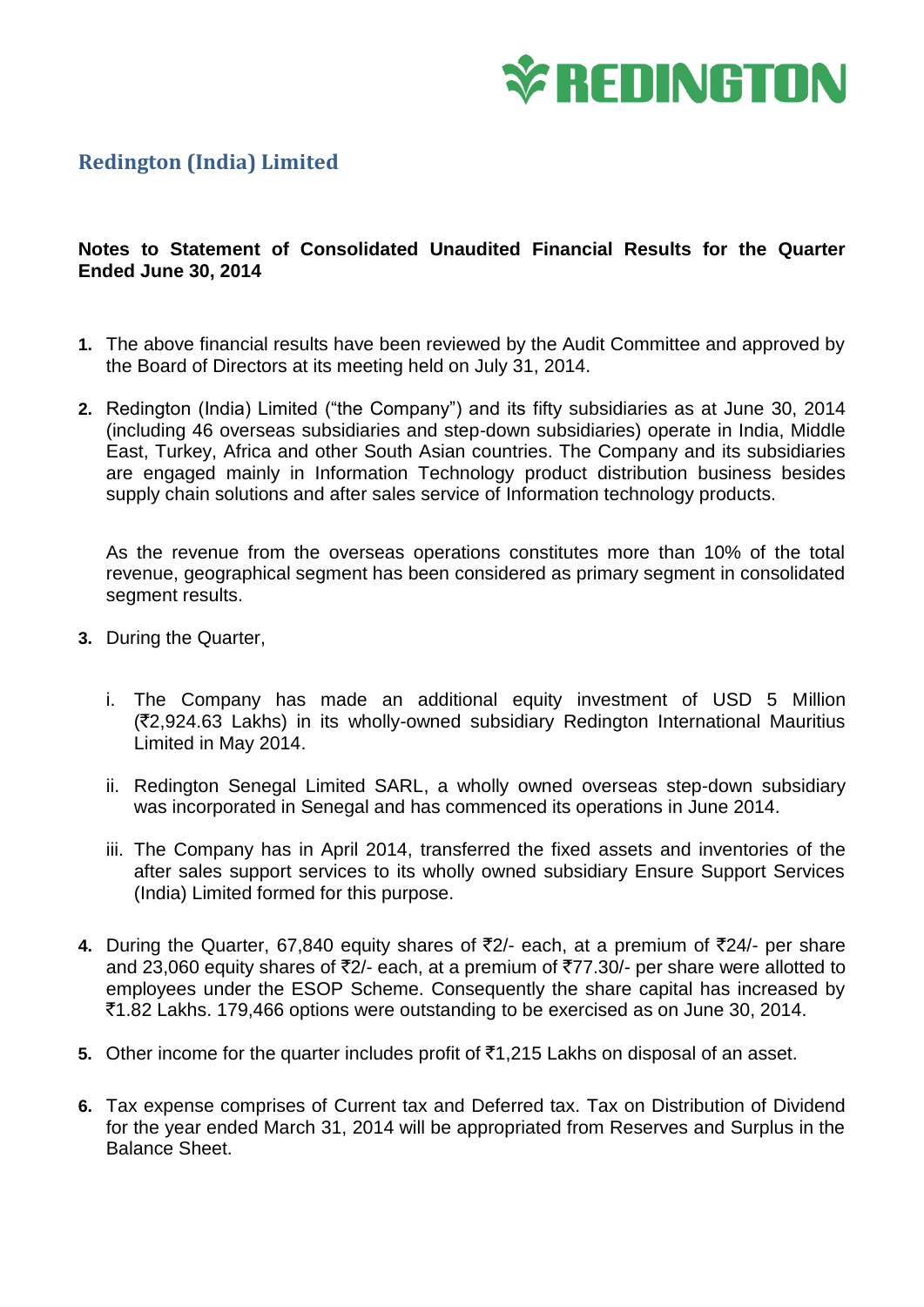REDINGTON

## Redington (India) Limited

**Notes to Statement of Consolidated Unaudited Financial Results for the Quarter Ended June 30, 2014**

1. The above financial results have been reviewed by the Audit Committee and approved by the Board of Directors at its meeting held on July 31, 2014.

2. Redington (India) Limited ("the Company") and its fifty subsidiaries as at June 30, 2014 (including 46 overseas subsidiaries and step-down subsidiaries) operate in India, Middle East, Turkey, Africa and other South Asian countries. The Company and its subsidiaries are engaged mainly in Information Technology product distribution business besides supply chain solutions and after sales service of Information technology products.

   As the revenue from the overseas operations constitutes more than 10% of the total revenue, geographical segment has been considered as primary segment in consolidated segment results.

3. During the Quarter,

   i. The Company has made an additional equity investment of USD 5 Million (₹2,924.63 Lakhs) in its wholly-owned subsidiary Redington International Mauritius Limited in May 2014.

   ii. Redington Senegal Limited SARL, a wholly owned overseas step-down subsidiary was incorporated in Senegal and has commenced its operations in June 2014.

   iii. The Company has in April 2014, transferred the fixed assets and inventories of the after sales support services to its wholly owned subsidiary Ensure Support Services (India) Limited formed for this purpose.

4. During the Quarter, 67,840 equity shares of ₹2/- each, at a premium of ₹24/- per share and 23,060 equity shares of ₹2/- each, at a premium of ₹77.30/- per share were allotted to employees under the ESOP Scheme. Consequently the share capital has increased by ₹1.82 Lakhs. 179,466 options were outstanding to be exercised as on June 30, 2014.

5. Other income for the quarter includes profit of ₹1,215 Lakhs on disposal of an asset.

6. Tax expense comprises of Current tax and Deferred tax. Tax on Distribution of Dividend for the year ended March 31, 2014 will be appropriated from Reserves and Surplus in the Balance Sheet.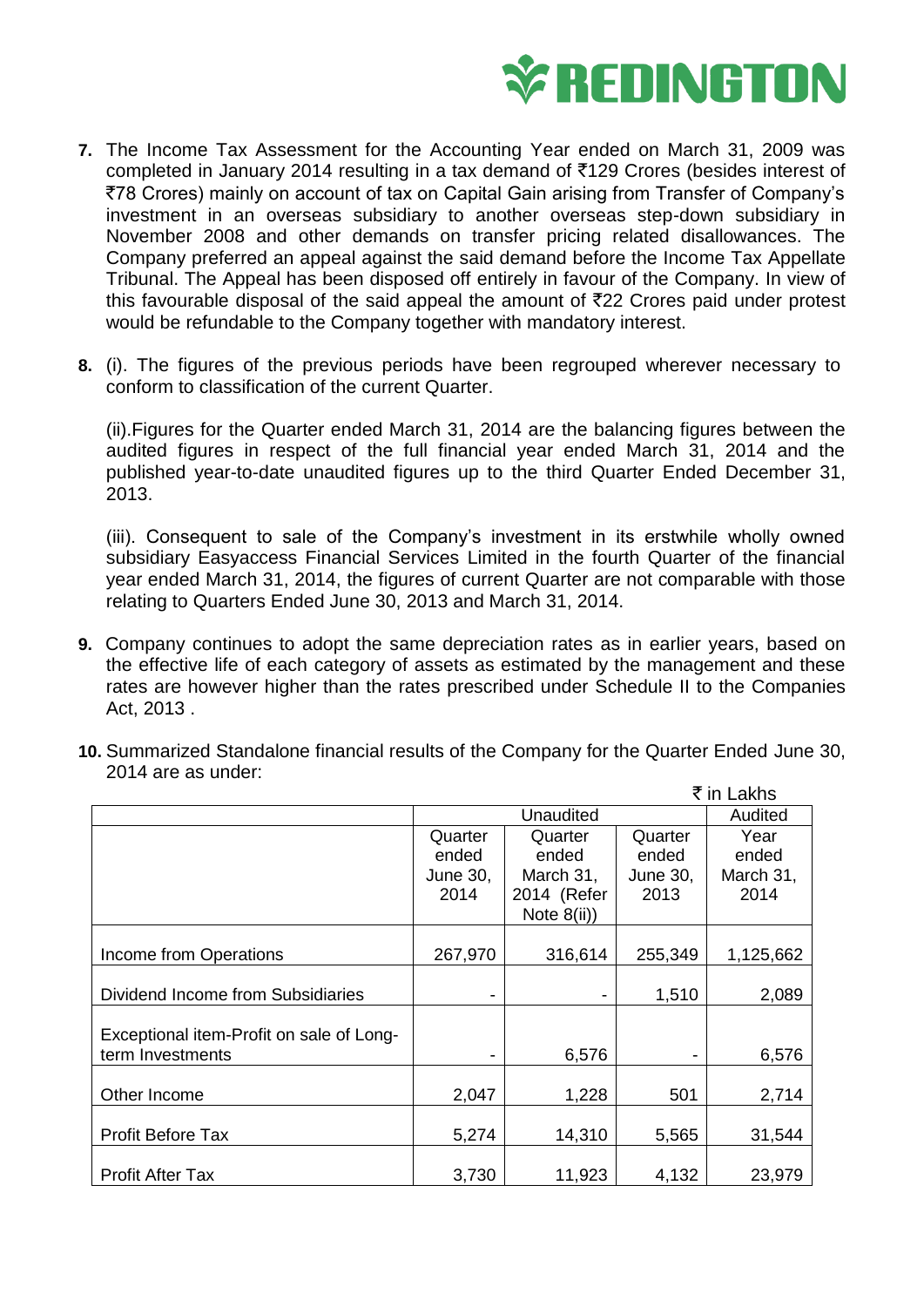7. The Income Tax Assessment for the Accounting Year ended on March 31, 2009 was completed in January 2014 resulting in a tax demand of ₹129 Crores (besides interest of ₹78 Crores) mainly on account of tax on Capital Gain arising from Transfer of Company's investment in an overseas subsidiary to another overseas step-down subsidiary in November 2008 and other demands on transfer pricing related disallowances. The Company preferred an appeal against the said demand before the Income Tax Appellate Tribunal. The Appeal has been disposed off entirely in favour of the Company. In view of this favourable disposal of the said appeal the amount of ₹22 Crores paid under protest would be refundable to the Company together with mandatory interest.

8. (i). The figures of the previous periods have been regrouped wherever necessary to conform to classification of the current Quarter.

   (ii).Figures for the Quarter ended March 31, 2014 are the balancing figures between the audited figures in respect of the full financial year ended March 31, 2014 and the published year-to-date unaudited figures up to the third Quarter Ended December 31, 2013.

   (iii). Consequent to sale of the Company's investment in its erstwhile wholly owned subsidiary Easyaccess Financial Services Limited in the fourth Quarter of the financial year ended March 31, 2014, the figures of current Quarter are not comparable with those relating to Quarters Ended June 30, 2013 and March 31, 2014.

9. Company continues to adopt the same depreciation rates as in earlier years, based on the effective life of each category of assets as estimated by the management and these rates are however higher than the rates prescribed under Schedule II to the Companies Act, 2013 .

10. Summarized Standalone financial results of the Company for the Quarter Ended June 30, 2014 are as under:

₹ in Lakhs

| | Unaudited | | | Audited |
|---|---|---|---|---|
| | Quarter ended June 30, 2014 | Quarter ended March 31, 2014 (Refer Note 8(ii)) | Quarter ended June 30, 2013 | Year ended March 31, 2014 |
| Income from Operations | 267,970 | 316,614 | 255,349 | 1,125,662 |
| Dividend Income from Subsidiaries | - | - | 1,510 | 2,089 |
| Exceptional item-Profit on sale of Long-term Investments | - | 6,576 | - | 6,576 |
| Other Income | 2,047 | 1,228 | 501 | 2,714 |
| Profit Before Tax | 5,274 | 14,310 | 5,565 | 31,544 |
| Profit After Tax | 3,730 | 11,923 | 4,132 | 23,979 |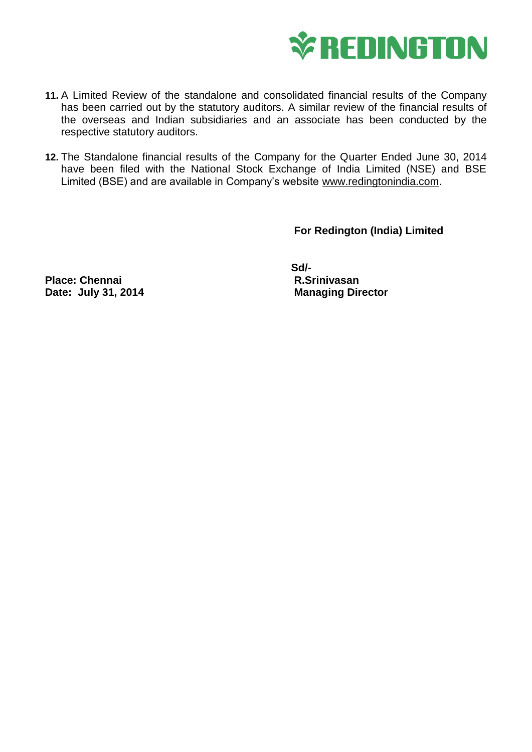11. A Limited Review of the standalone and consolidated financial results of the Company has been carried out by the statutory auditors. A similar review of the financial results of the overseas and Indian subsidiaries and an associate has been conducted by the respective statutory auditors.

12. The Standalone financial results of the Company for the Quarter Ended June 30, 2014 have been filed with the National Stock Exchange of India Limited (NSE) and BSE Limited (BSE) and are available in Company's website www.redingtonindia.com.

**For Redington (India) Limited**

**Sd/-**
**R.Srinivasan**
**Managing Director**

**Place: Chennai**
**Date: July 31, 2014**